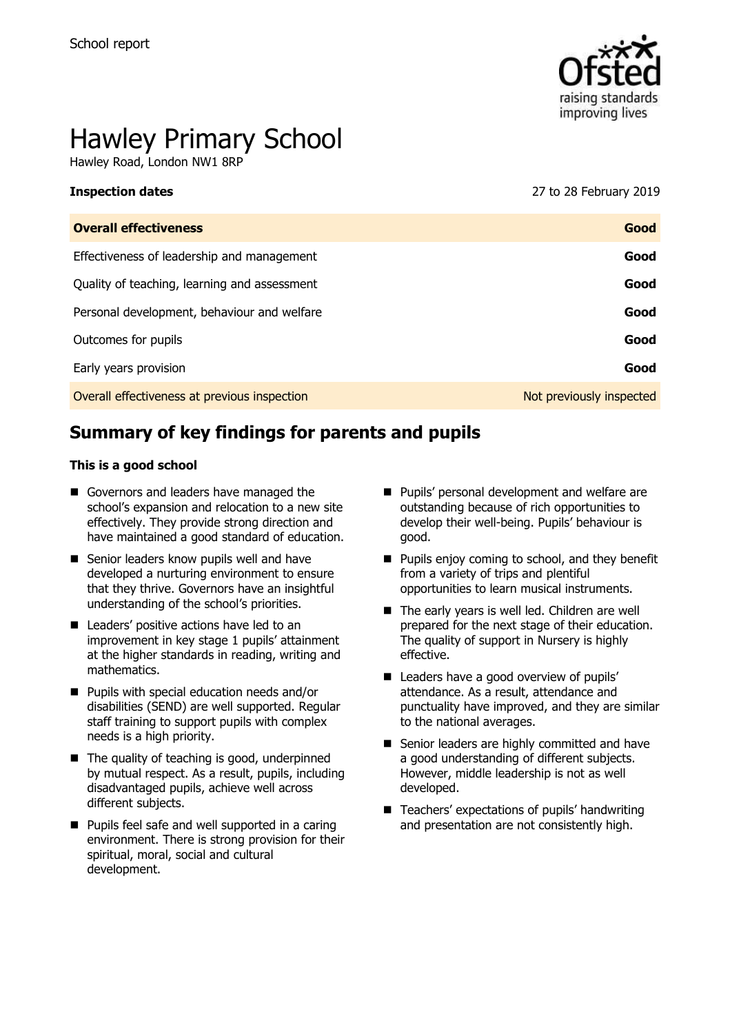School report

# Hawley Primary School

Hawley Road, London NW1 8RP

**Inspection dates** 27 to 28 February 2019

| **Overall effectiveness** | **Good** |
|---|---|
| Effectiveness of leadership and management | **Good** |
| Quality of teaching, learning and assessment | **Good** |
| Personal development, behaviour and welfare | **Good** |
| Outcomes for pupils | **Good** |
| Early years provision | **Good** |
| Overall effectiveness at previous inspection | Not previously inspected |

## Summary of key findings for parents and pupils

**This is a good school**

- Governors and leaders have managed the school's expansion and relocation to a new site effectively. They provide strong direction and have maintained a good standard of education.
- Senior leaders know pupils well and have developed a nurturing environment to ensure that they thrive. Governors have an insightful understanding of the school's priorities.
- Leaders' positive actions have led to an improvement in key stage 1 pupils' attainment at the higher standards in reading, writing and mathematics.
- Pupils with special education needs and/or disabilities (SEND) are well supported. Regular staff training to support pupils with complex needs is a high priority.
- The quality of teaching is good, underpinned by mutual respect. As a result, pupils, including disadvantaged pupils, achieve well across different subjects.
- Pupils feel safe and well supported in a caring environment. There is strong provision for their spiritual, moral, social and cultural development.
- Pupils' personal development and welfare are outstanding because of rich opportunities to develop their well-being. Pupils' behaviour is good.
- Pupils enjoy coming to school, and they benefit from a variety of trips and plentiful opportunities to learn musical instruments.
- The early years is well led. Children are well prepared for the next stage of their education. The quality of support in Nursery is highly effective.
- Leaders have a good overview of pupils' attendance. As a result, attendance and punctuality have improved, and they are similar to the national averages.
- Senior leaders are highly committed and have a good understanding of different subjects. However, middle leadership is not as well developed.
- Teachers' expectations of pupils' handwriting and presentation are not consistently high.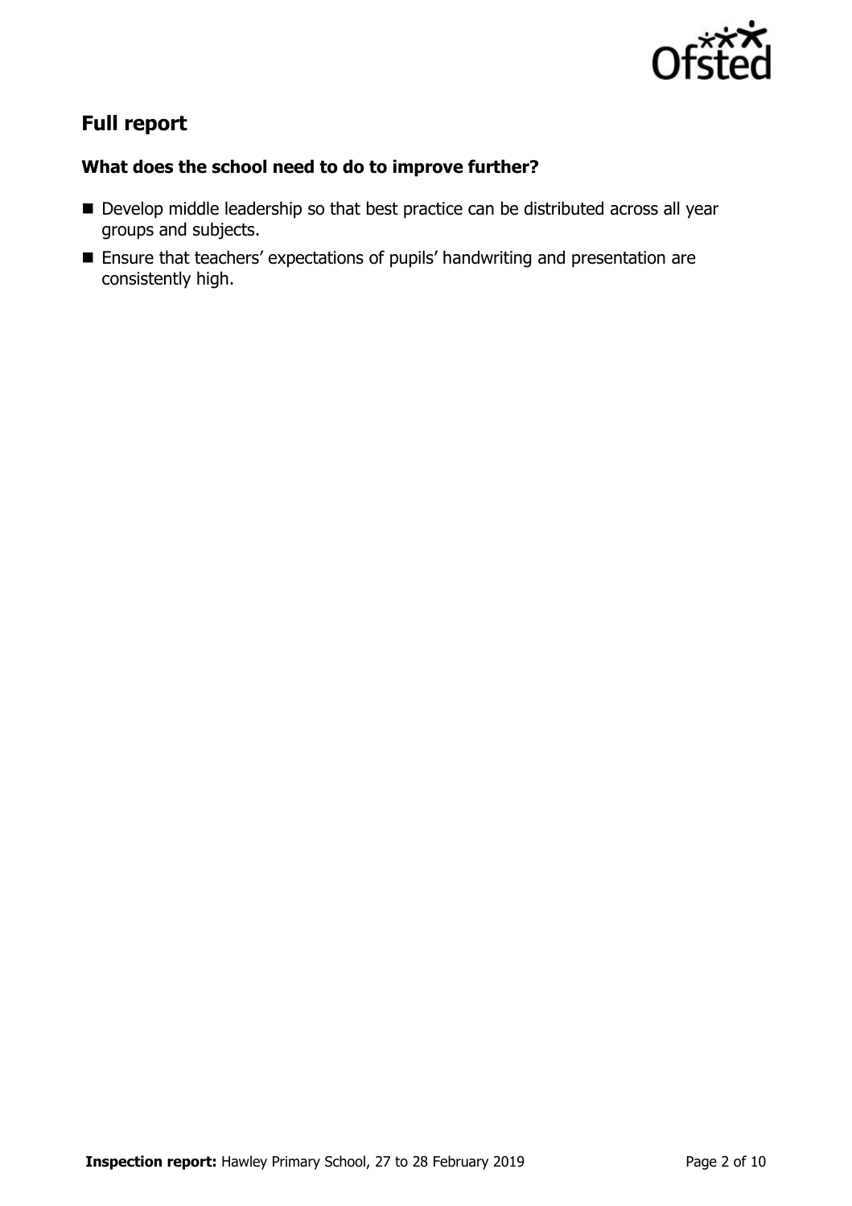## Full report

### What does the school need to do to improve further?

- Develop middle leadership so that best practice can be distributed across all year groups and subjects.
- Ensure that teachers' expectations of pupils' handwriting and presentation are consistently high.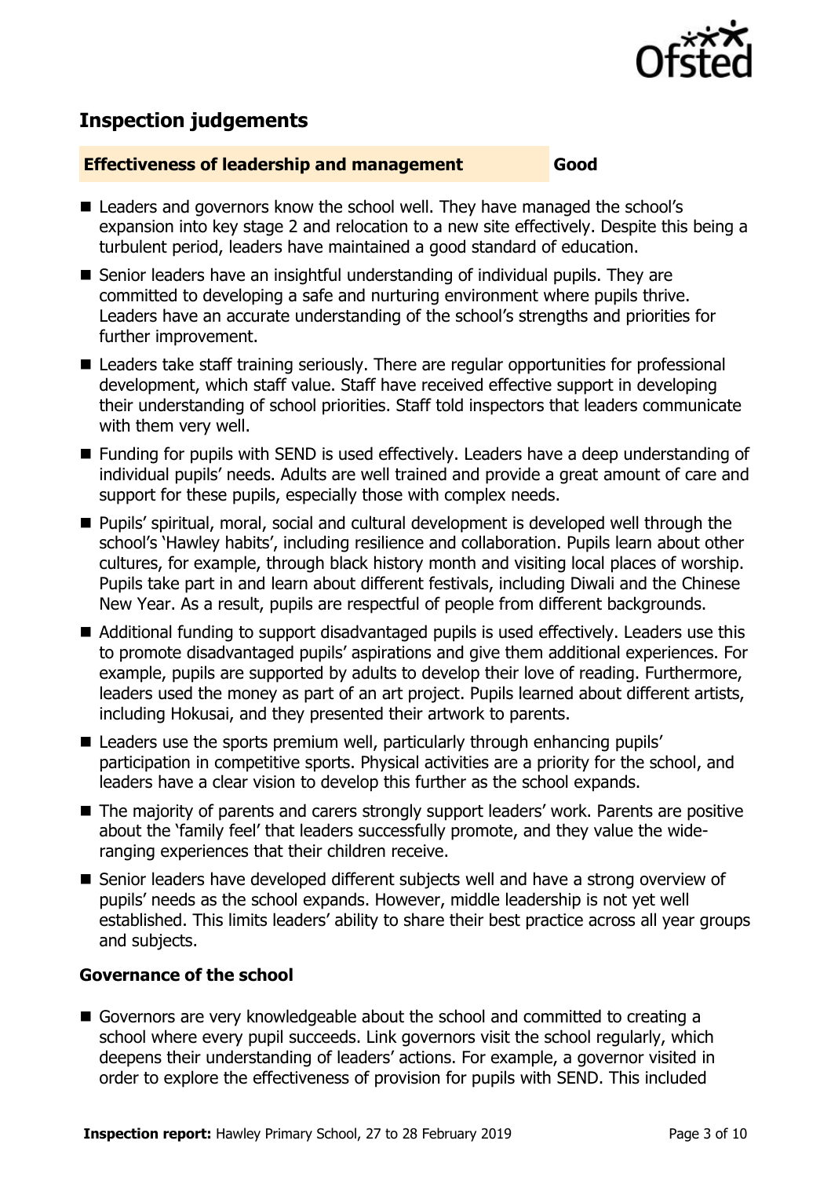## Inspection judgements

**Effectiveness of leadership and management** **Good**

- Leaders and governors know the school well. They have managed the school's expansion into key stage 2 and relocation to a new site effectively. Despite this being a turbulent period, leaders have maintained a good standard of education.
- Senior leaders have an insightful understanding of individual pupils. They are committed to developing a safe and nurturing environment where pupils thrive. Leaders have an accurate understanding of the school's strengths and priorities for further improvement.
- Leaders take staff training seriously. There are regular opportunities for professional development, which staff value. Staff have received effective support in developing their understanding of school priorities. Staff told inspectors that leaders communicate with them very well.
- Funding for pupils with SEND is used effectively. Leaders have a deep understanding of individual pupils' needs. Adults are well trained and provide a great amount of care and support for these pupils, especially those with complex needs.
- Pupils' spiritual, moral, social and cultural development is developed well through the school's 'Hawley habits', including resilience and collaboration. Pupils learn about other cultures, for example, through black history month and visiting local places of worship. Pupils take part in and learn about different festivals, including Diwali and the Chinese New Year. As a result, pupils are respectful of people from different backgrounds.
- Additional funding to support disadvantaged pupils is used effectively. Leaders use this to promote disadvantaged pupils' aspirations and give them additional experiences. For example, pupils are supported by adults to develop their love of reading. Furthermore, leaders used the money as part of an art project. Pupils learned about different artists, including Hokusai, and they presented their artwork to parents.
- Leaders use the sports premium well, particularly through enhancing pupils' participation in competitive sports. Physical activities are a priority for the school, and leaders have a clear vision to develop this further as the school expands.
- The majority of parents and carers strongly support leaders' work. Parents are positive about the 'family feel' that leaders successfully promote, and they value the wide-ranging experiences that their children receive.
- Senior leaders have developed different subjects well and have a strong overview of pupils' needs as the school expands. However, middle leadership is not yet well established. This limits leaders' ability to share their best practice across all year groups and subjects.

### Governance of the school

- Governors are very knowledgeable about the school and committed to creating a school where every pupil succeeds. Link governors visit the school regularly, which deepens their understanding of leaders' actions. For example, a governor visited in order to explore the effectiveness of provision for pupils with SEND. This included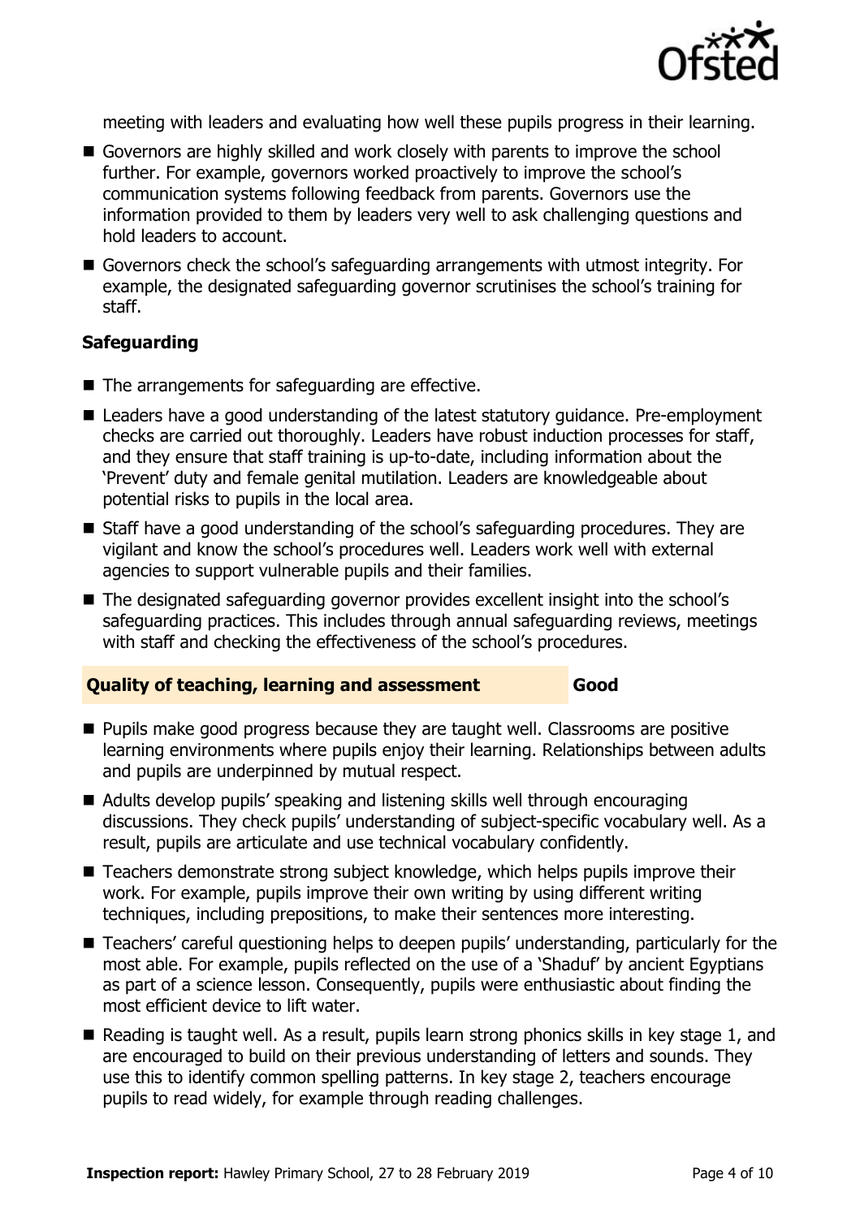meeting with leaders and evaluating how well these pupils progress in their learning.

- Governors are highly skilled and work closely with parents to improve the school further. For example, governors worked proactively to improve the school's communication systems following feedback from parents. Governors use the information provided to them by leaders very well to ask challenging questions and hold leaders to account.
- Governors check the school's safeguarding arrangements with utmost integrity. For example, the designated safeguarding governor scrutinises the school's training for staff.

### Safeguarding

- The arrangements for safeguarding are effective.
- Leaders have a good understanding of the latest statutory guidance. Pre-employment checks are carried out thoroughly. Leaders have robust induction processes for staff, and they ensure that staff training is up-to-date, including information about the 'Prevent' duty and female genital mutilation. Leaders are knowledgeable about potential risks to pupils in the local area.
- Staff have a good understanding of the school's safeguarding procedures. They are vigilant and know the school's procedures well. Leaders work well with external agencies to support vulnerable pupils and their families.
- The designated safeguarding governor provides excellent insight into the school's safeguarding practices. This includes through annual safeguarding reviews, meetings with staff and checking the effectiveness of the school's procedures.

### Quality of teaching, learning and assessment — Good

- Pupils make good progress because they are taught well. Classrooms are positive learning environments where pupils enjoy their learning. Relationships between adults and pupils are underpinned by mutual respect.
- Adults develop pupils' speaking and listening skills well through encouraging discussions. They check pupils' understanding of subject-specific vocabulary well. As a result, pupils are articulate and use technical vocabulary confidently.
- Teachers demonstrate strong subject knowledge, which helps pupils improve their work. For example, pupils improve their own writing by using different writing techniques, including prepositions, to make their sentences more interesting.
- Teachers' careful questioning helps to deepen pupils' understanding, particularly for the most able. For example, pupils reflected on the use of a 'Shaduf' by ancient Egyptians as part of a science lesson. Consequently, pupils were enthusiastic about finding the most efficient device to lift water.
- Reading is taught well. As a result, pupils learn strong phonics skills in key stage 1, and are encouraged to build on their previous understanding of letters and sounds. They use this to identify common spelling patterns. In key stage 2, teachers encourage pupils to read widely, for example through reading challenges.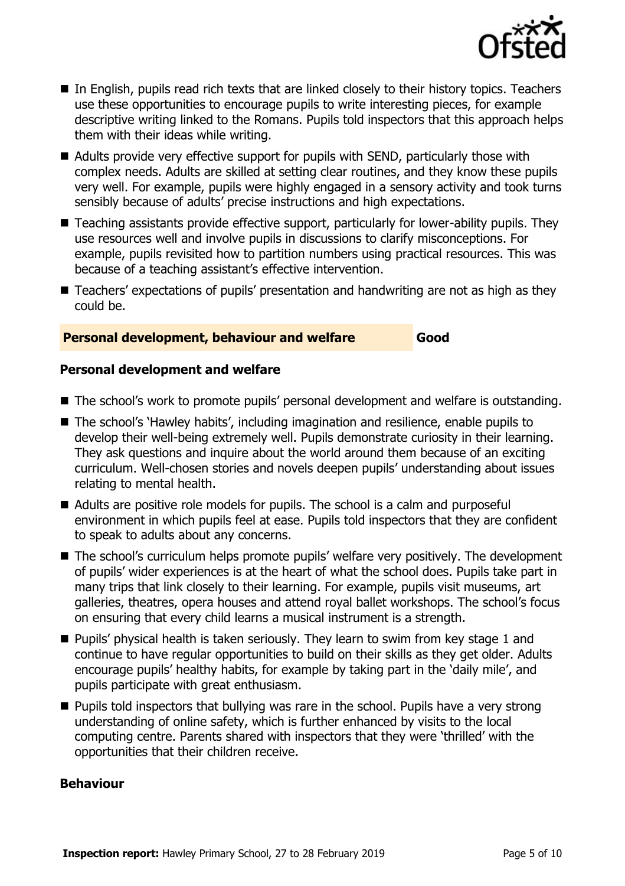- In English, pupils read rich texts that are linked closely to their history topics. Teachers use these opportunities to encourage pupils to write interesting pieces, for example descriptive writing linked to the Romans. Pupils told inspectors that this approach helps them with their ideas while writing.
- Adults provide very effective support for pupils with SEND, particularly those with complex needs. Adults are skilled at setting clear routines, and they know these pupils very well. For example, pupils were highly engaged in a sensory activity and took turns sensibly because of adults' precise instructions and high expectations.
- Teaching assistants provide effective support, particularly for lower-ability pupils. They use resources well and involve pupils in discussions to clarify misconceptions. For example, pupils revisited how to partition numbers using practical resources. This was because of a teaching assistant's effective intervention.
- Teachers' expectations of pupils' presentation and handwriting are not as high as they could be.

## Personal development, behaviour and welfare — Good

### Personal development and welfare

- The school's work to promote pupils' personal development and welfare is outstanding.
- The school's 'Hawley habits', including imagination and resilience, enable pupils to develop their well-being extremely well. Pupils demonstrate curiosity in their learning. They ask questions and inquire about the world around them because of an exciting curriculum. Well-chosen stories and novels deepen pupils' understanding about issues relating to mental health.
- Adults are positive role models for pupils. The school is a calm and purposeful environment in which pupils feel at ease. Pupils told inspectors that they are confident to speak to adults about any concerns.
- The school's curriculum helps promote pupils' welfare very positively. The development of pupils' wider experiences is at the heart of what the school does. Pupils take part in many trips that link closely to their learning. For example, pupils visit museums, art galleries, theatres, opera houses and attend royal ballet workshops. The school's focus on ensuring that every child learns a musical instrument is a strength.
- Pupils' physical health is taken seriously. They learn to swim from key stage 1 and continue to have regular opportunities to build on their skills as they get older. Adults encourage pupils' healthy habits, for example by taking part in the 'daily mile', and pupils participate with great enthusiasm.
- Pupils told inspectors that bullying was rare in the school. Pupils have a very strong understanding of online safety, which is further enhanced by visits to the local computing centre. Parents shared with inspectors that they were 'thrilled' with the opportunities that their children receive.

### Behaviour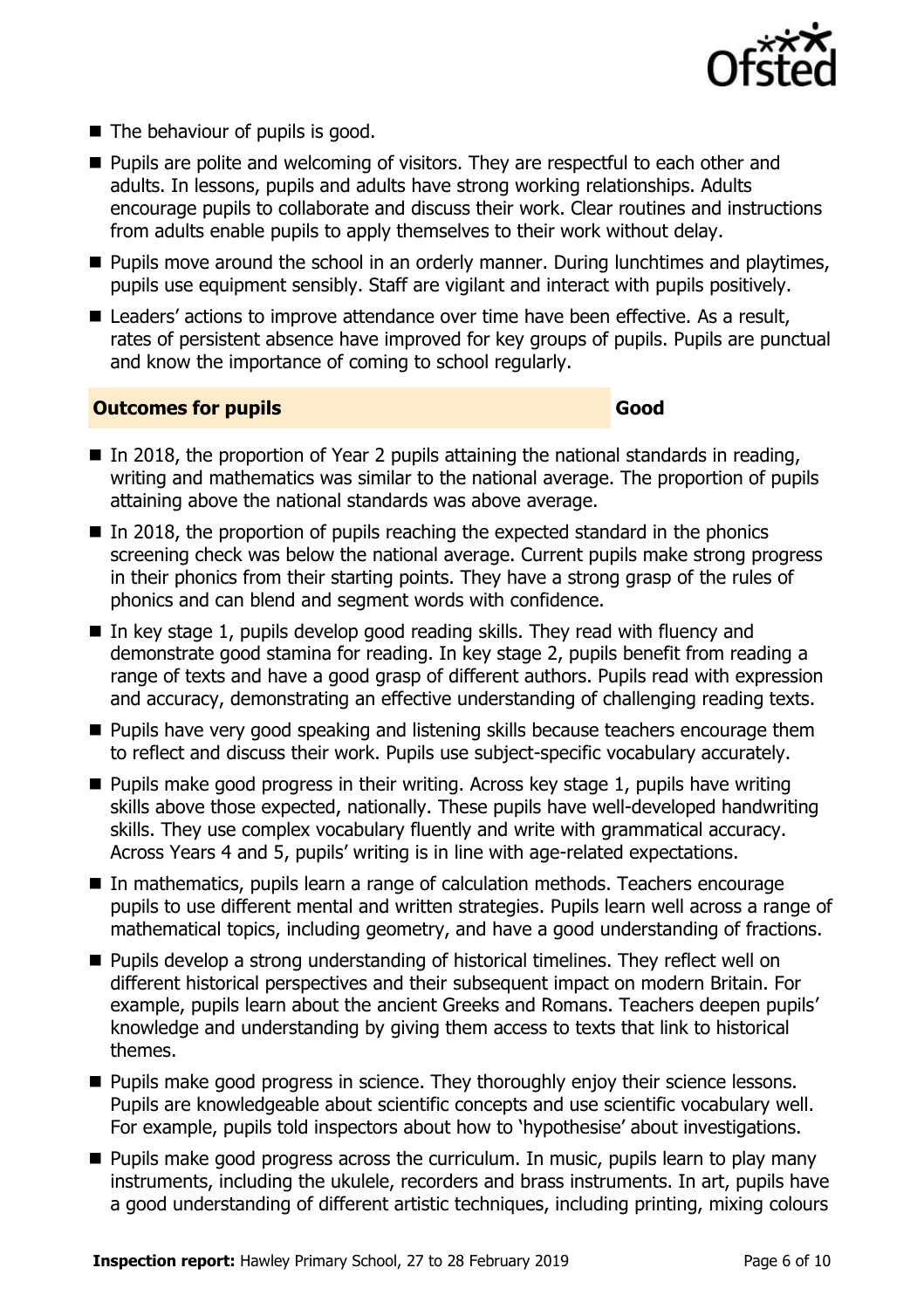- The behaviour of pupils is good.
- Pupils are polite and welcoming of visitors. They are respectful to each other and adults. In lessons, pupils and adults have strong working relationships. Adults encourage pupils to collaborate and discuss their work. Clear routines and instructions from adults enable pupils to apply themselves to their work without delay.
- Pupils move around the school in an orderly manner. During lunchtimes and playtimes, pupils use equipment sensibly. Staff are vigilant and interact with pupils positively.
- Leaders' actions to improve attendance over time have been effective. As a result, rates of persistent absence have improved for key groups of pupils. Pupils are punctual and know the importance of coming to school regularly.

| **Outcomes for pupils** | **Good** |
|---|---|

- In 2018, the proportion of Year 2 pupils attaining the national standards in reading, writing and mathematics was similar to the national average. The proportion of pupils attaining above the national standards was above average.
- In 2018, the proportion of pupils reaching the expected standard in the phonics screening check was below the national average. Current pupils make strong progress in their phonics from their starting points. They have a strong grasp of the rules of phonics and can blend and segment words with confidence.
- In key stage 1, pupils develop good reading skills. They read with fluency and demonstrate good stamina for reading. In key stage 2, pupils benefit from reading a range of texts and have a good grasp of different authors. Pupils read with expression and accuracy, demonstrating an effective understanding of challenging reading texts.
- Pupils have very good speaking and listening skills because teachers encourage them to reflect and discuss their work. Pupils use subject-specific vocabulary accurately.
- Pupils make good progress in their writing. Across key stage 1, pupils have writing skills above those expected, nationally. These pupils have well-developed handwriting skills. They use complex vocabulary fluently and write with grammatical accuracy. Across Years 4 and 5, pupils' writing is in line with age-related expectations.
- In mathematics, pupils learn a range of calculation methods. Teachers encourage pupils to use different mental and written strategies. Pupils learn well across a range of mathematical topics, including geometry, and have a good understanding of fractions.
- Pupils develop a strong understanding of historical timelines. They reflect well on different historical perspectives and their subsequent impact on modern Britain. For example, pupils learn about the ancient Greeks and Romans. Teachers deepen pupils' knowledge and understanding by giving them access to texts that link to historical themes.
- Pupils make good progress in science. They thoroughly enjoy their science lessons. Pupils are knowledgeable about scientific concepts and use scientific vocabulary well. For example, pupils told inspectors about how to 'hypothesise' about investigations.
- Pupils make good progress across the curriculum. In music, pupils learn to play many instruments, including the ukulele, recorders and brass instruments. In art, pupils have a good understanding of different artistic techniques, including printing, mixing colours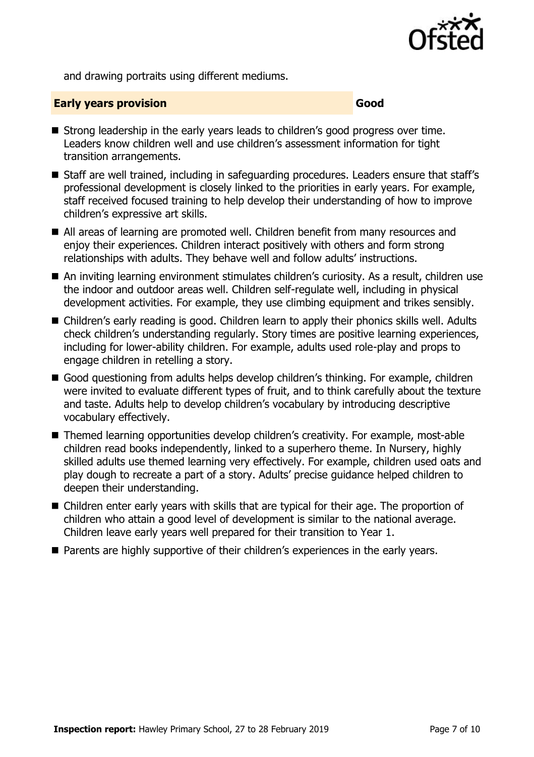and drawing portraits using different mediums.

## Early years provision — Good

- Strong leadership in the early years leads to children's good progress over time. Leaders know children well and use children's assessment information for tight transition arrangements.
- Staff are well trained, including in safeguarding procedures. Leaders ensure that staff's professional development is closely linked to the priorities in early years. For example, staff received focused training to help develop their understanding of how to improve children's expressive art skills.
- All areas of learning are promoted well. Children benefit from many resources and enjoy their experiences. Children interact positively with others and form strong relationships with adults. They behave well and follow adults' instructions.
- An inviting learning environment stimulates children's curiosity. As a result, children use the indoor and outdoor areas well. Children self-regulate well, including in physical development activities. For example, they use climbing equipment and trikes sensibly.
- Children's early reading is good. Children learn to apply their phonics skills well. Adults check children's understanding regularly. Story times are positive learning experiences, including for lower-ability children. For example, adults used role-play and props to engage children in retelling a story.
- Good questioning from adults helps develop children's thinking. For example, children were invited to evaluate different types of fruit, and to think carefully about the texture and taste. Adults help to develop children's vocabulary by introducing descriptive vocabulary effectively.
- Themed learning opportunities develop children's creativity. For example, most-able children read books independently, linked to a superhero theme. In Nursery, highly skilled adults use themed learning very effectively. For example, children used oats and play dough to recreate a part of a story. Adults' precise guidance helped children to deepen their understanding.
- Children enter early years with skills that are typical for their age. The proportion of children who attain a good level of development is similar to the national average. Children leave early years well prepared for their transition to Year 1.
- Parents are highly supportive of their children's experiences in the early years.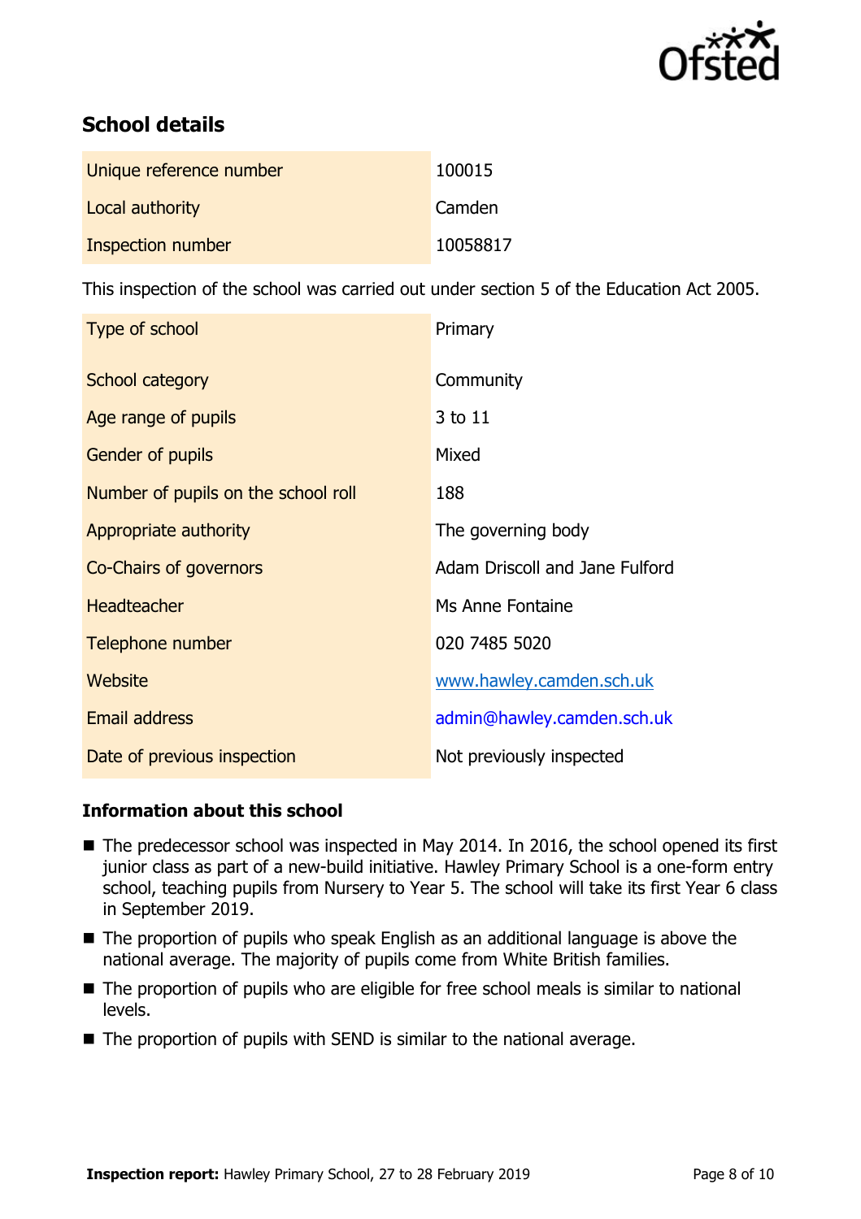## School details

| | |
|---|---|
| Unique reference number | 100015 |
| Local authority | Camden |
| Inspection number | 10058817 |

This inspection of the school was carried out under section 5 of the Education Act 2005.

| | |
|---|---|
| Type of school | Primary |
| School category | Community |
| Age range of pupils | 3 to 11 |
| Gender of pupils | Mixed |
| Number of pupils on the school roll | 188 |
| Appropriate authority | The governing body |
| Co-Chairs of governors | Adam Driscoll and Jane Fulford |
| Headteacher | Ms Anne Fontaine |
| Telephone number | 020 7485 5020 |
| Website | www.hawley.camden.sch.uk |
| Email address | admin@hawley.camden.sch.uk |
| Date of previous inspection | Not previously inspected |

### Information about this school

- The predecessor school was inspected in May 2014. In 2016, the school opened its first junior class as part of a new-build initiative. Hawley Primary School is a one-form entry school, teaching pupils from Nursery to Year 5. The school will take its first Year 6 class in September 2019.
- The proportion of pupils who speak English as an additional language is above the national average. The majority of pupils come from White British families.
- The proportion of pupils who are eligible for free school meals is similar to national levels.
- The proportion of pupils with SEND is similar to the national average.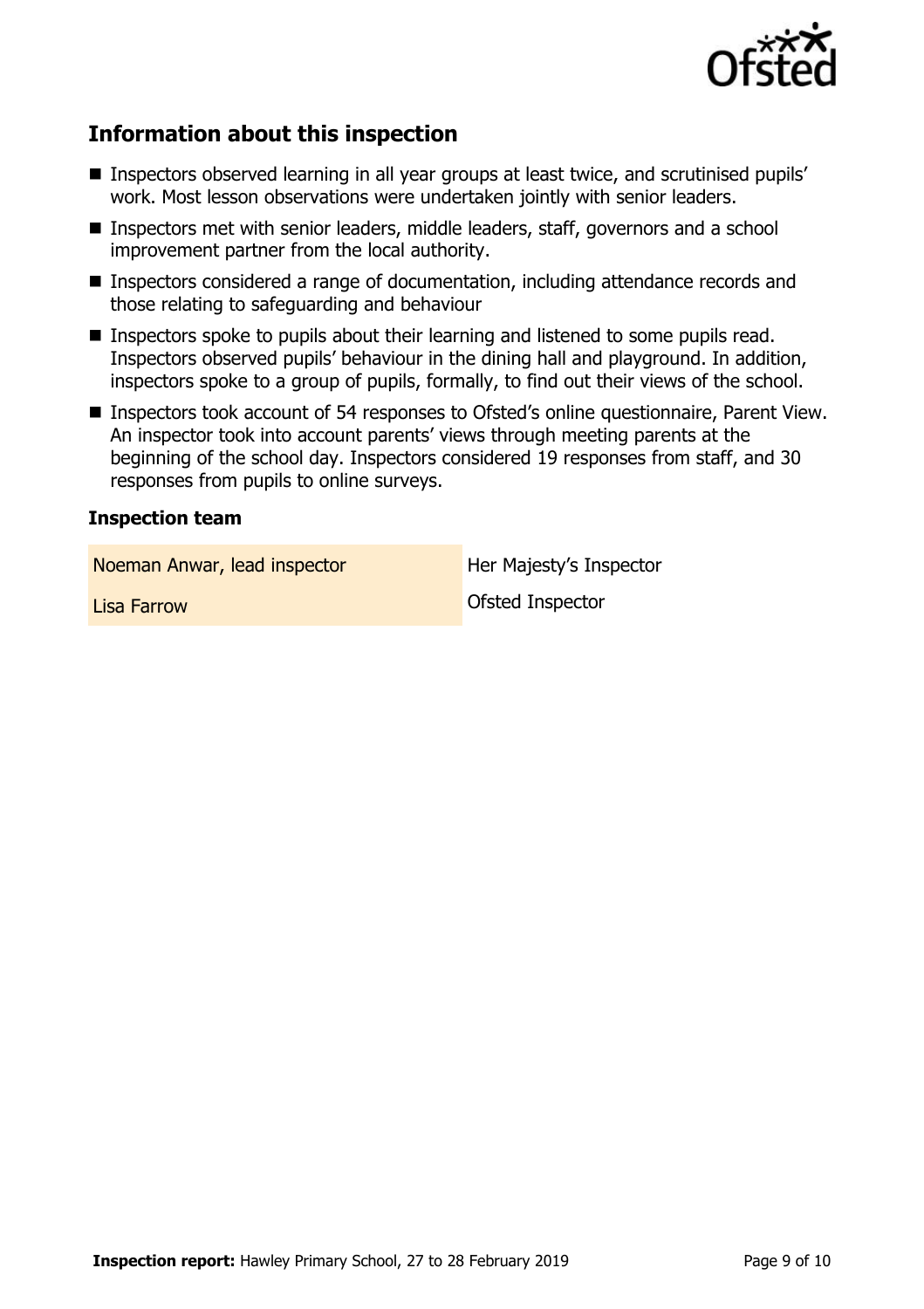## Information about this inspection

- Inspectors observed learning in all year groups at least twice, and scrutinised pupils' work. Most lesson observations were undertaken jointly with senior leaders.
- Inspectors met with senior leaders, middle leaders, staff, governors and a school improvement partner from the local authority.
- Inspectors considered a range of documentation, including attendance records and those relating to safeguarding and behaviour
- Inspectors spoke to pupils about their learning and listened to some pupils read. Inspectors observed pupils' behaviour in the dining hall and playground. In addition, inspectors spoke to a group of pupils, formally, to find out their views of the school.
- Inspectors took account of 54 responses to Ofsted's online questionnaire, Parent View. An inspector took into account parents' views through meeting parents at the beginning of the school day. Inspectors considered 19 responses from staff, and 30 responses from pupils to online surveys.

### Inspection team

| | |
|---|---|
| Noeman Anwar, lead inspector | Her Majesty's Inspector |
| Lisa Farrow | Ofsted Inspector |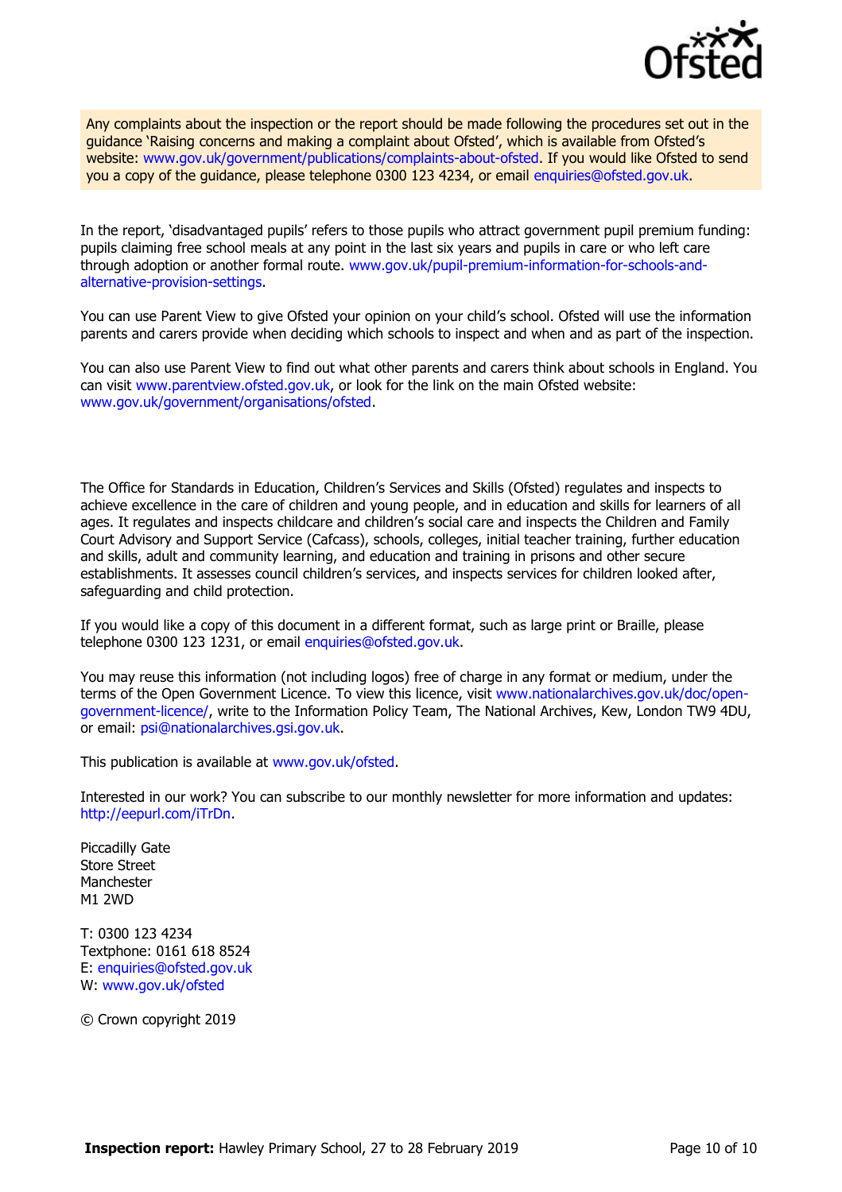Any complaints about the inspection or the report should be made following the procedures set out in the guidance 'Raising concerns and making a complaint about Ofsted', which is available from Ofsted's website: www.gov.uk/government/publications/complaints-about-ofsted. If you would like Ofsted to send you a copy of the guidance, please telephone 0300 123 4234, or email enquiries@ofsted.gov.uk.

In the report, 'disadvantaged pupils' refers to those pupils who attract government pupil premium funding: pupils claiming free school meals at any point in the last six years and pupils in care or who left care through adoption or another formal route. www.gov.uk/pupil-premium-information-for-schools-and-alternative-provision-settings.

You can use Parent View to give Ofsted your opinion on your child's school. Ofsted will use the information parents and carers provide when deciding which schools to inspect and when and as part of the inspection.

You can also use Parent View to find out what other parents and carers think about schools in England. You can visit www.parentview.ofsted.gov.uk, or look for the link on the main Ofsted website: www.gov.uk/government/organisations/ofsted.

The Office for Standards in Education, Children's Services and Skills (Ofsted) regulates and inspects to achieve excellence in the care of children and young people, and in education and skills for learners of all ages. It regulates and inspects childcare and children's social care and inspects the Children and Family Court Advisory and Support Service (Cafcass), schools, colleges, initial teacher training, further education and skills, adult and community learning, and education and training in prisons and other secure establishments. It assesses council children's services, and inspects services for children looked after, safeguarding and child protection.

If you would like a copy of this document in a different format, such as large print or Braille, please telephone 0300 123 1231, or email enquiries@ofsted.gov.uk.

You may reuse this information (not including logos) free of charge in any format or medium, under the terms of the Open Government Licence. To view this licence, visit www.nationalarchives.gov.uk/doc/open-government-licence/, write to the Information Policy Team, The National Archives, Kew, London TW9 4DU, or email: psi@nationalarchives.gsi.gov.uk.

This publication is available at www.gov.uk/ofsted.

Interested in our work? You can subscribe to our monthly newsletter for more information and updates: http://eepurl.com/iTrDn.

Piccadilly Gate
Store Street
Manchester
M1 2WD

T: 0300 123 4234
Textphone: 0161 618 8524
E: enquiries@ofsted.gov.uk
W: www.gov.uk/ofsted

© Crown copyright 2019